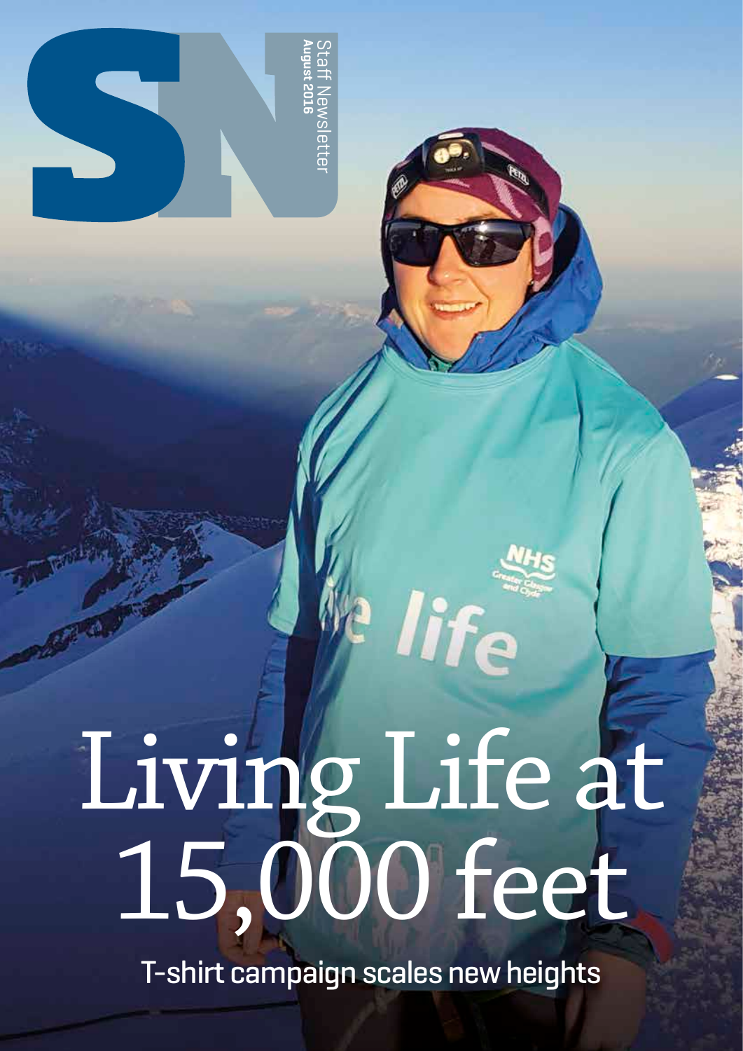SN

Staff Newsletter
**August 2016**

# Living Life at 15,000 feet

## T-shirt campaign scales new heights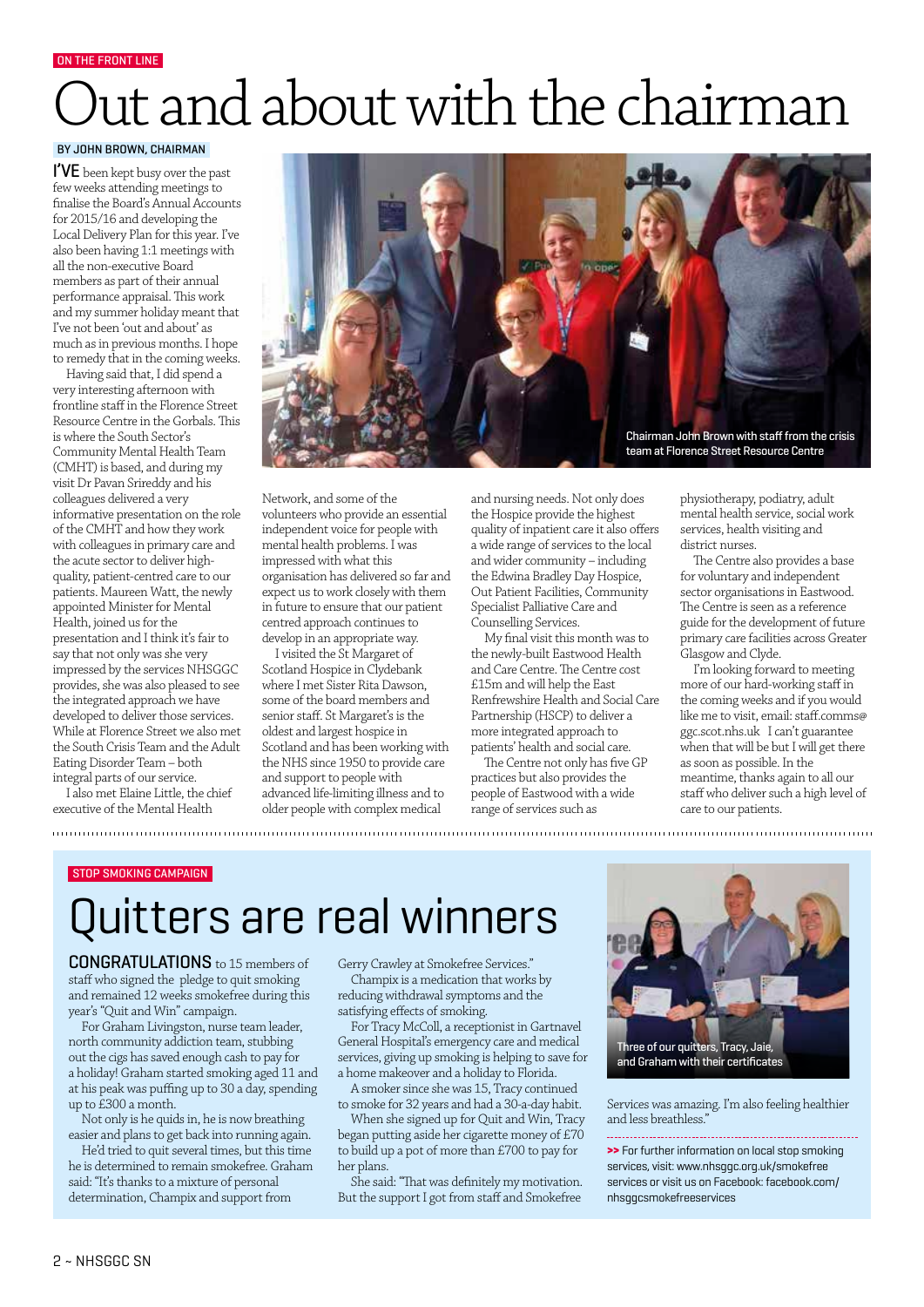ON THE FRONT LINE

# Out and about with the chairman

BY JOHN BROWN, CHAIRMAN

**I'VE** been kept busy over the past few weeks attending meetings to finalise the Board's Annual Accounts for 2015/16 and developing the Local Delivery Plan for this year. I've also been having 1:1 meetings with all the non-executive Board members as part of their annual performance appraisal. This work and my summer holiday meant that I've not been 'out and about' as much as in previous months. I hope to remedy that in the coming weeks.

Having said that, I did spend a very interesting afternoon with frontline staff in the Florence Street Resource Centre in the Gorbals. This is where the South Sector's Community Mental Health Team (CMHT) is based, and during my visit Dr Pavan Srireddy and his colleagues delivered a very informative presentation on the role of the CMHT and how they work with colleagues in primary care and the acute sector to deliver high-quality, patient-centred care to our patients. Maureen Watt, the newly appointed Minister for Mental Health, joined us for the presentation and I think it's fair to say that not only was she very impressed by the services NHSGGC provides, she was also pleased to see the integrated approach we have developed to deliver those services. While at Florence Street we also met the South Crisis Team and the Adult Eating Disorder Team – both integral parts of our service.

Chairman John Brown with staff from the crisis team at Florence Street Resource Centre

I also met Elaine Little, the chief executive of the Mental Health Network, and some of the volunteers who provide an essential independent voice for people with mental health problems. I was impressed with what this organisation has delivered so far and expect us to work closely with them in future to ensure that our patient centred approach continues to develop in an appropriate way.

I visited the St Margaret of Scotland Hospice in Clydebank where I met Sister Rita Dawson, some of the board members and senior staff. St Margaret's is the oldest and largest hospice in Scotland and has been working with the NHS since 1950 to provide care and support to people with advanced life-limiting illness and to older people with complex medical and nursing needs. Not only does the Hospice provide the highest quality of inpatient care it also offers a wide range of services to the local and wider community – including the Edwina Bradley Day Hospice, Out Patient Facilities, Community Specialist Palliative Care and Counselling Services.

My final visit this month was to the newly-built Eastwood Health and Care Centre. The Centre cost £15m and will help the East Renfrewshire Health and Social Care Partnership (HSCP) to deliver a more integrated approach to patients' health and social care.

The Centre not only has five GP practices but also provides the people of Eastwood with a wide range of services such as physiotherapy, podiatry, adult mental health service, social work services, health visiting and district nurses.

The Centre also provides a base for voluntary and independent sector organisations in Eastwood. The Centre is seen as a reference guide for the development of future primary care facilities across Greater Glasgow and Clyde.

I'm looking forward to meeting more of our hard-working staff in the coming weeks and if you would like me to visit, email: staff.comms@ggc.scot.nhs.uk I can't guarantee when that will be but I will get there as soon as possible. In the meantime, thanks again to all our staff who deliver such a high level of care to our patients.

STOP SMOKING CAMPAIGN

# Quitters are real winners

**CONGRATULATIONS** to 15 members of staff who signed the pledge to quit smoking and remained 12 weeks smokefree during this year's "Quit and Win" campaign.

For Graham Livingston, nurse team leader, north community addiction team, stubbing out the cigs has saved enough cash to pay for a holiday! Graham started smoking aged 11 and at his peak was puffing up to 30 a day, spending up to £300 a month.

Not only is he quids in, he is now breathing easier and plans to get back into running again.

He'd tried to quit several times, but this time he is determined to remain smokefree. Graham said: "It's thanks to a mixture of personal determination, Champix and support from Gerry Crawley at Smokefree Services."

Champix is a medication that works by reducing withdrawal symptoms and the satisfying effects of smoking.

For Tracy McColl, a receptionist in Gartnavel General Hospital's emergency care and medical services, giving up smoking is helping to save for a home makeover and a holiday to Florida.

A smoker since she was 15, Tracy continued to smoke for 32 years and had a 30-a-day habit.

When she signed up for Quit and Win, Tracy began putting aside her cigarette money of £70 to build up a pot of more than £700 to pay for her plans.

She said: "That was definitely my motivation. But the support I got from staff and Smokefree Services was amazing. I'm also feeling healthier and less breathless."

Three of our quitters, Tracy, Jaie, and Graham with their certificates

>> For further information on local stop smoking services, visit: www.nhsggc.org.uk/smokefree services or visit us on Facebook: facebook.com/nhsggcsmokefreeservices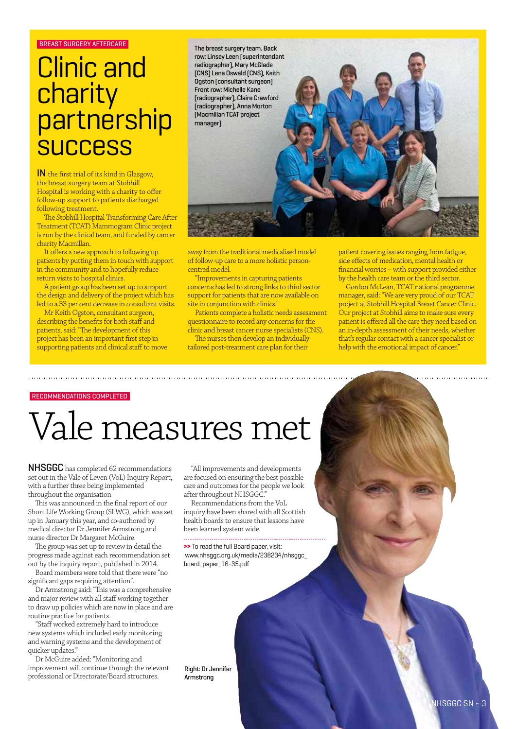BREAST SURGERY AFTERCARE

# Clinic and charity partnership success

The breast surgery team. Back row: Linsey Leen (superintendant radiographer), Mary McGlade (CNS) Lena Oswald (CNS), Keith Ogston (consultant surgeon) Front row: Michelle Kane (radiographer), Claire Crawford (radiographer), Anna Morton (Macmillan TCAT project manager)

**IN** the first trial of its kind in Glasgow, the breast surgery team at Stobhill Hospital is working with a charity to offer follow-up support to patients discharged following treatment.

The Stobhill Hospital Transforming Care After Treatment (TCAT) Mammogram Clinic project is run by the clinical team, and funded by cancer charity Macmillan.

It offers a new approach to following up patients by putting them in touch with support in the community and to hopefully reduce return visits to hospital clinics.

A patient group has been set up to support the design and delivery of the project which has led to a 33 per cent decrease in consultant visits.

Mr Keith Ogston, consultant surgeon, describing the benefits for both staff and patients, said: "The development of this project has been an important first step in supporting patients and clinical staff to move away from the traditional medicalised model of follow-up care to a more holistic person-centred model.

"Improvements in capturing patients concerns has led to strong links to third sector support for patients that are now available on site in conjunction with clinics."

Patients complete a holistic needs assessment questionnaire to record any concerns for the clinic and breast cancer nurse specialists (CNS).

The nurses then develop an individually tailored post-treatment care plan for their patient covering issues ranging from fatigue, side effects of medication, mental health or financial worries – with support provided either by the health care team or the third sector.

Gordon McLean, TCAT national programme manager, said: "We are very proud of our TCAT project at Stobhill Hospital Breast Cancer Clinic. Our project at Stobhill aims to make sure every patient is offered all the care they need based on an in-depth assessment of their needs, whether that's regular contact with a cancer specialist or help with the emotional impact of cancer."

RECOMMENDATIONS COMPLETED

# Vale measures met

**NHSGGC** has completed 62 recommendations set out in the Vale of Leven (VoL) Inquiry Report, with a further three being implemented throughout the organisation

This was announced in the final report of our Short Life Working Group (SLWG), which was set up in January this year, and co-authored by medical director Dr Jennifer Armstrong and nurse director Dr Margaret McGuire.

The group was set up to review in detail the progress made against each recommendation set out by the inquiry report, published in 2014.

Board members were told that there were "no significant gaps requiring attention".

Dr Armstrong said: "This was a comprehensive and major review with all staff working together to draw up policies which are now in place and are routine practice for patients.

"Staff worked extremely hard to introduce new systems which included early monitoring and warning systems and the development of quicker updates."

Dr McGuire added: "Monitoring and improvement will continue through the relevant professional or Directorate/Board structures.

"All improvements and developments are focused on ensuring the best possible care and outcomes for the people we look after throughout NHSGGC."

Recommendations from the VoL inquiry have been shared with all Scottish health boards to ensure that lessons have been learned system wide.

>> To read the full Board paper, visit: www.nhsggc.org.uk/media/238234/nhsggc_board_paper_16-35.pdf

Right: Dr Jennifer Armstrong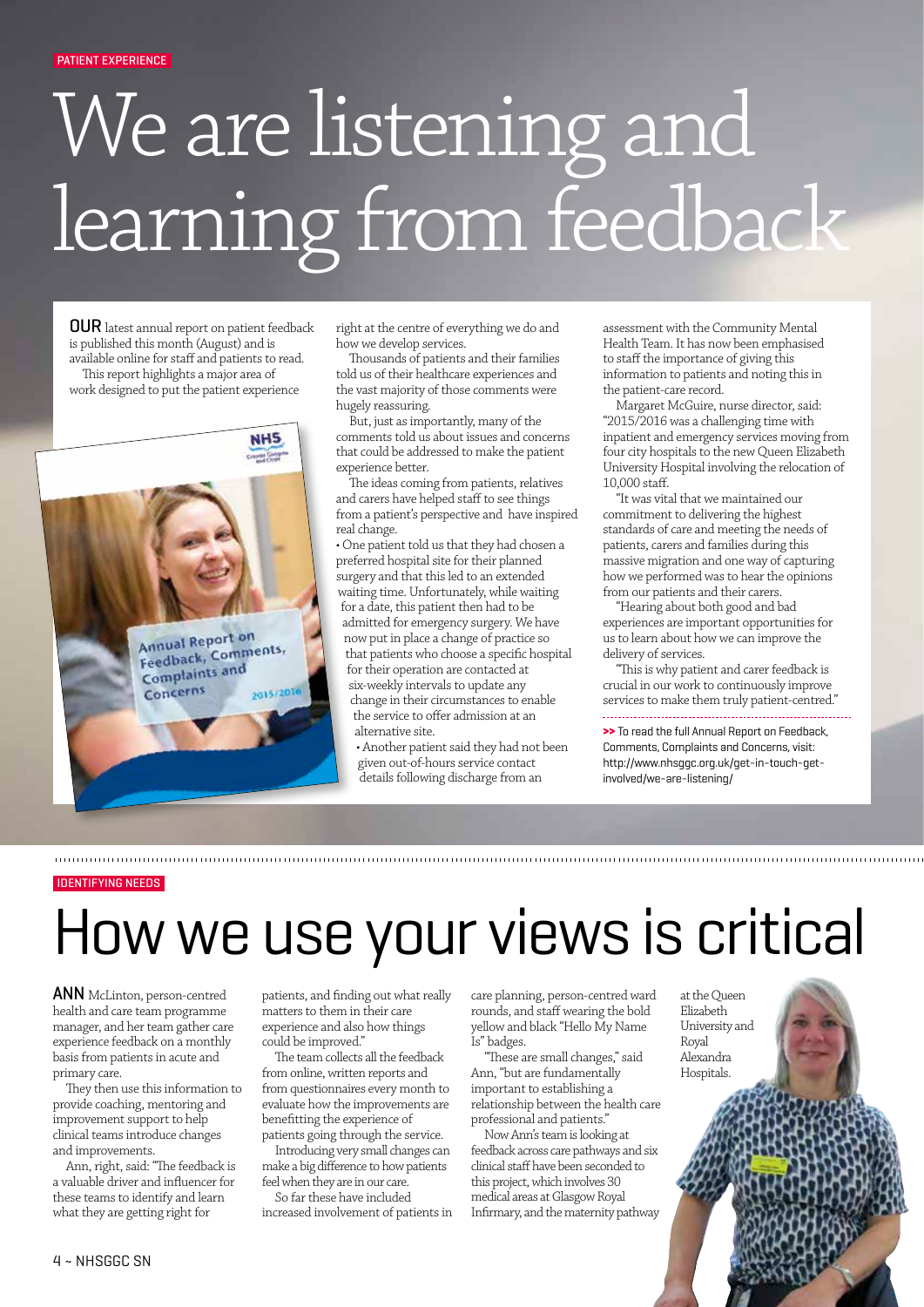PATIENT EXPERIENCE

# We are listening and learning from feedback

**OUR** latest annual report on patient feedback is published this month (August) and is available online for staff and patients to read.

This report highlights a major area of work designed to put the patient experience right at the centre of everything we do and how we develop services.

Thousands of patients and their families told us of their healthcare experiences and the vast majority of those comments were hugely reassuring.

But, just as importantly, many of the comments told us about issues and concerns that could be addressed to make the patient experience better.

The ideas coming from patients, relatives and carers have helped staff to see things from a patient's perspective and have inspired real change.

- One patient told us that they had chosen a preferred hospital site for their planned surgery and that this led to an extended waiting time. Unfortunately, while waiting for a date, this patient then had to be admitted for emergency surgery. We have now put in place a change of practice so that patients who choose a specific hospital for their operation are contacted at six-weekly intervals to update any change in their circumstances to enable the service to offer admission at an alternative site.
- Another patient said they had not been given out-of-hours service contact details following discharge from an assessment with the Community Mental Health Team. It has now been emphasised to staff the importance of giving this information to patients and noting this in the patient-care record.

Margaret McGuire, nurse director, said: "2015/2016 was a challenging time with inpatient and emergency services moving from four city hospitals to the new Queen Elizabeth University Hospital involving the relocation of 10,000 staff.

"It was vital that we maintained our commitment to delivering the highest standards of care and meeting the needs of patients, carers and families during this massive migration and one way of capturing how we performed was to hear the opinions from our patients and their carers.

"Hearing about both good and bad experiences are important opportunities for us to learn about how we can improve the delivery of services.

"This is why patient and carer feedback is crucial in our work to continuously improve services to make them truly patient-centred."

>> To read the full Annual Report on Feedback, Comments, Complaints and Concerns, visit: http://www.nhsggc.org.uk/get-in-touch-get-involved/we-are-listening/

IDENTIFYING NEEDS

# How we use your views is critical

**ANN** McLinton, person-centred health and care team programme manager, and her team gather care experience feedback on a monthly basis from patients in acute and primary care.

They then use this information to provide coaching, mentoring and improvement support to help clinical teams introduce changes and improvements.

Ann, right, said: "The feedback is a valuable driver and influencer for these teams to identify and learn what they are getting right for patients, and finding out what really matters to them in their care experience and also how things could be improved."

The team collects all the feedback from online, written reports and from questionnaires every month to evaluate how the improvements are benefitting the experience of patients going through the service.

Introducing very small changes can make a big difference to how patients feel when they are in our care.

So far these have included increased involvement of patients in care planning, person-centred ward rounds, and staff wearing the bold yellow and black "Hello My Name Is" badges.

"These are small changes," said Ann, "but are fundamentally important to establishing a relationship between the health care professional and patients."

Now Ann's team is looking at feedback across care pathways and six clinical staff have been seconded to this project, which involves 30 medical areas at Glasgow Royal Infirmary, and the maternity pathway at the Queen Elizabeth University and Royal Alexandra Hospitals.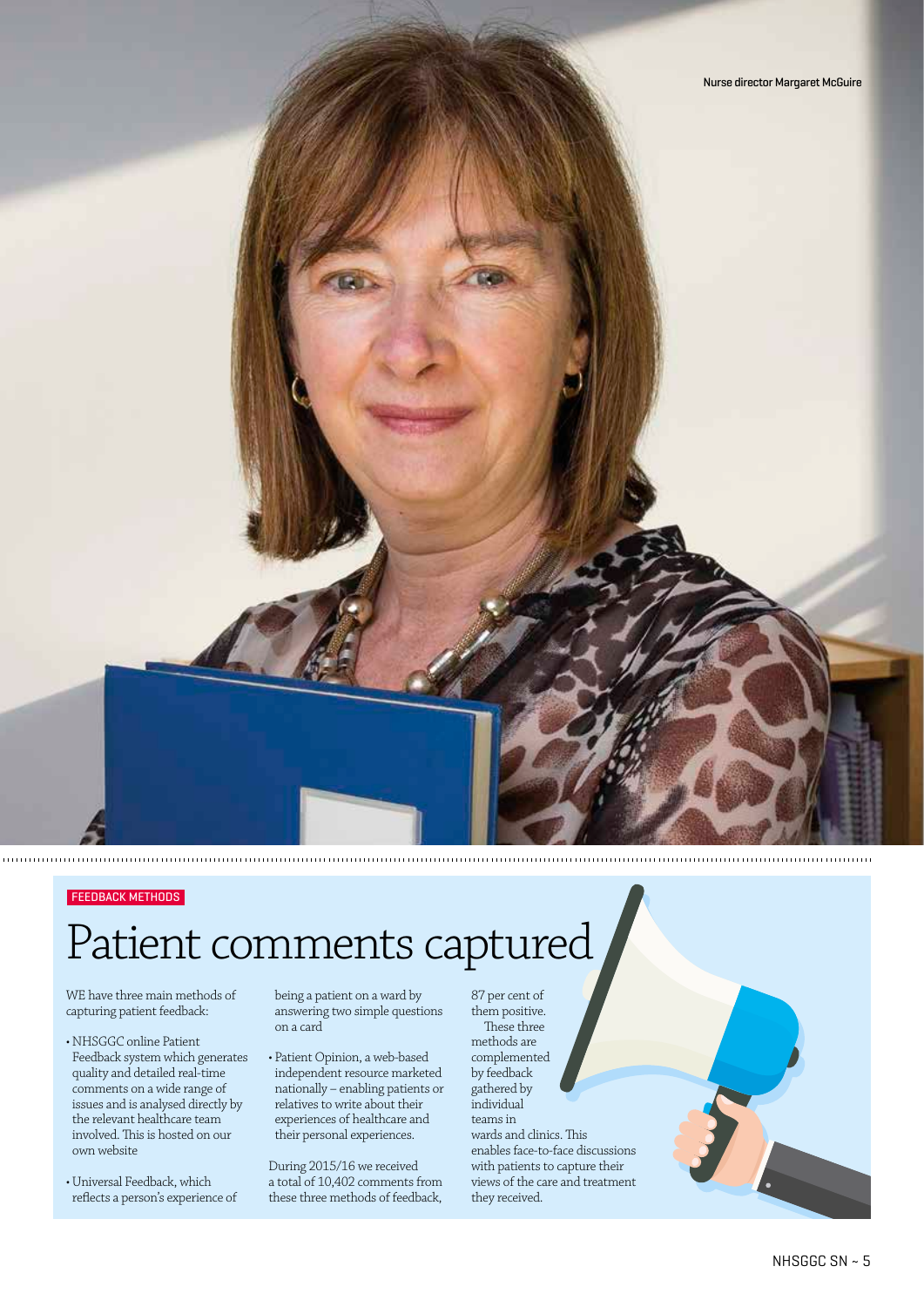Nurse director Margaret McGuire

FEEDBACK METHODS

# Patient comments captured

WE have three main methods of capturing patient feedback:

- NHSGGC online Patient Feedback system which generates quality and detailed real-time comments on a wide range of issues and is analysed directly by the relevant healthcare team involved. This is hosted on our own website
- Universal Feedback, which reflects a person's experience of being a patient on a ward by answering two simple questions on a card
- Patient Opinion, a web-based independent resource marketed nationally – enabling patients or relatives to write about their experiences of healthcare and their personal experiences.

During 2015/16 we received a total of 10,402 comments from these three methods of feedback, 87 per cent of them positive.

These three methods are complemented by feedback gathered by individual teams in wards and clinics. This enables face-to-face discussions with patients to capture their views of the care and treatment they received.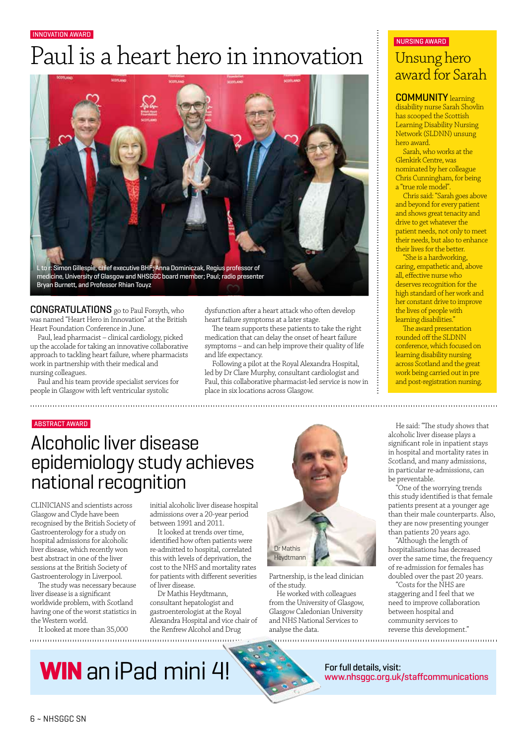INNOVATION AWARD

# Paul is a heart hero in innovation

L to r: Simon Gillespie, chief executive BHF; Anna Dominiczak, Regius professor of medicine, University of Glasgow and NHSGGC board member; Paul; radio presenter Bryan Burnett, and Professor Rhian Touyz

**CONGRATULATIONS** go to Paul Forsyth, who was named "Heart Hero in Innovation" at the British Heart Foundation Conference in June.

Paul, lead pharmacist – clinical cardiology, picked up the accolade for taking an innovative collaborative approach to tackling heart failure, where pharmacists work in partnership with their medical and nursing colleagues.

Paul and his team provide specialist services for people in Glasgow with left ventricular systolic dysfunction after a heart attack who often develop heart failure symptoms at a later stage.

The team supports these patients to take the right medication that can delay the onset of heart failure symptoms – and can help improve their quality of life and life expectancy.

Following a pilot at the Royal Alexandra Hospital, led by Dr Clare Murphy, consultant cardiologist and Paul, this collaborative pharmacist-led service is now in place in six locations across Glasgow.

NURSING AWARD

## Unsung hero award for Sarah

**COMMUNITY** learning disability nurse Sarah Shovlin has scooped the Scottish Learning Disability Nursing Network (SLDNN) unsung hero award.

Sarah, who works at the Glenkirk Centre, was nominated by her colleague Chris Cunningham, for being a "true role model".

Chris said: "Sarah goes above and beyond for every patient and shows great tenacity and drive to get whatever the patient needs, not only to meet their needs, but also to enhance their lives for the better.

"She is a hardworking, caring, empathetic and, above all, effective nurse who deserves recognition for the high standard of her work and her constant drive to improve the lives of people with learning disabilities."

The award presentation rounded off the SLDNN conference, which focused on learning disability nursing across Scotland and the great work being carried out in pre and post-registration nursing.

ABSTRACT AWARD

# Alcoholic liver disease epidemiology study achieves national recognition

CLINICIANS and scientists across Glasgow and Clyde have been recognised by the British Society of Gastroenterology for a study on hospital admissions for alcoholic liver disease, which recently won best abstract in one of the liver sessions at the British Society of Gastroenterology in Liverpool.

The study was necessary because liver disease is a significant worldwide problem, with Scotland having one of the worst statistics in the Western world.

It looked at more than 35,000 initial alcoholic liver disease hospital admissions over a 20-year period between 1991 and 2011.

It looked at trends over time, identified how often patients were re-admitted to hospital, correlated this with levels of deprivation, the cost to the NHS and mortality rates for patients with different severities of liver disease.

Dr Mathis Heydtmann, consultant hepatologist and gastroenterologist at the Royal Alexandra Hospital and vice chair of the Renfrew Alcohol and Drug Partnership, is the lead clinician of the study.

Dr Mathis Heydtmann

He worked with colleagues from the University of Glasgow, Glasgow Caledonian University and NHS National Services to analyse the data.

He said: "The study shows that alcoholic liver disease plays a significant role in inpatient stays in hospital and mortality rates in Scotland, and many admissions, in particular re-admissions, can be preventable.

"One of the worrying trends this study identified is that female patients present at a younger age than their male counterparts. Also, they are now presenting younger than patients 20 years ago.

"Although the length of hospitalisations has decreased over the same time, the frequency of re-admission for females has doubled over the past 20 years.

"Costs for the NHS are staggering and I feel that we need to improve collaboration between hospital and community services to reverse this development."

**WIN** an iPad mini 4!

For full details, visit: www.nhsggc.org.uk/staffcommunications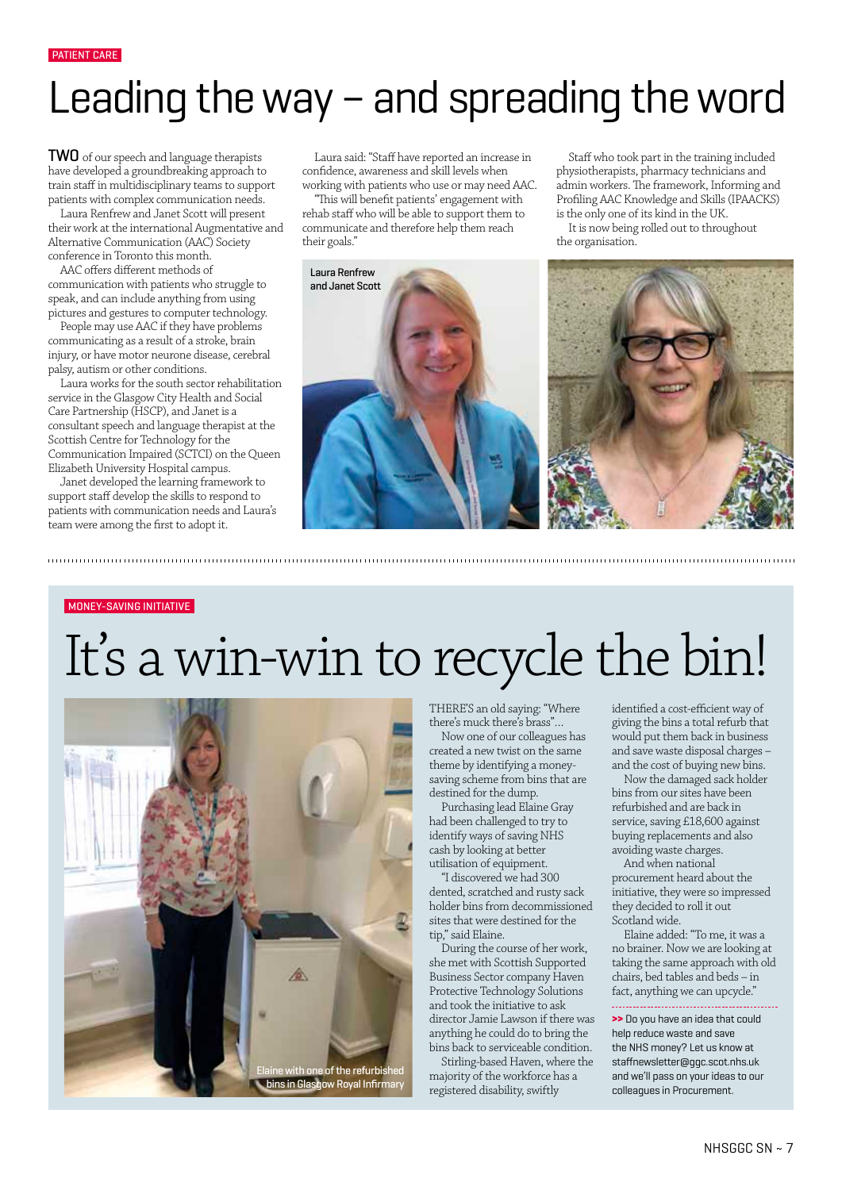PATIENT CARE

# Leading the way – and spreading the word

**TWO** of our speech and language therapists have developed a groundbreaking approach to train staff in multidisciplinary teams to support patients with complex communication needs.

Laura Renfrew and Janet Scott will present their work at the international Augmentative and Alternative Communication (AAC) Society conference in Toronto this month.

AAC offers different methods of communication with patients who struggle to speak, and can include anything from using pictures and gestures to computer technology.

People may use AAC if they have problems communicating as a result of a stroke, brain injury, or have motor neurone disease, cerebral palsy, autism or other conditions.

Laura works for the south sector rehabilitation service in the Glasgow City Health and Social Care Partnership (HSCP), and Janet is a consultant speech and language therapist at the Scottish Centre for Technology for the Communication Impaired (SCTCI) on the Queen Elizabeth University Hospital campus.

Janet developed the learning framework to support staff develop the skills to respond to patients with communication needs and Laura's team were among the first to adopt it.

Laura said: "Staff have reported an increase in confidence, awareness and skill levels when working with patients who use or may need AAC.

"This will benefit patients' engagement with rehab staff who will be able to support them to communicate and therefore help them reach their goals."

Staff who took part in the training included physiotherapists, pharmacy technicians and admin workers. The framework, Informing and Profiling AAC Knowledge and Skills (IPAACKS) is the only one of its kind in the UK.

It is now being rolled out to throughout the organisation.

Laura Renfrew and Janet Scott

MONEY-SAVING INITIATIVE

# It's a win-win to recycle the bin!

Elaine with one of the refurbished bins in Glasgow Royal Infirmary

THERE'S an old saying: "Where there's muck there's brass"...

Now one of our colleagues has created a new twist on the same theme by identifying a money-saving scheme from bins that are destined for the dump.

Purchasing lead Elaine Gray had been challenged to try to identify ways of saving NHS cash by looking at better utilisation of equipment.

"I discovered we had 300 dented, scratched and rusty sack holder bins from decommissioned sites that were destined for the tip," said Elaine.

During the course of her work, she met with Scottish Supported Business Sector company Haven Protective Technology Solutions and took the initiative to ask director Jamie Lawson if there was anything he could do to bring the bins back to serviceable condition.

Stirling-based Haven, where the majority of the workforce has a registered disability, swiftly identified a cost-efficient way of giving the bins a total refurb that would put them back in business and save waste disposal charges – and the cost of buying new bins.

Now the damaged sack holder bins from our sites have been refurbished and are back in service, saving £18,600 against buying replacements and also avoiding waste charges.

And when national procurement heard about the initiative, they were so impressed they decided to roll it out Scotland wide.

Elaine added: "To me, it was a no brainer. Now we are looking at taking the same approach with old chairs, bed tables and beds – in fact, anything we can upcycle."

**>>** Do you have an idea that could help reduce waste and save the NHS money? Let us know at staffnewsletter@ggc.scot.nhs.uk and we'll pass on your ideas to our colleagues in Procurement.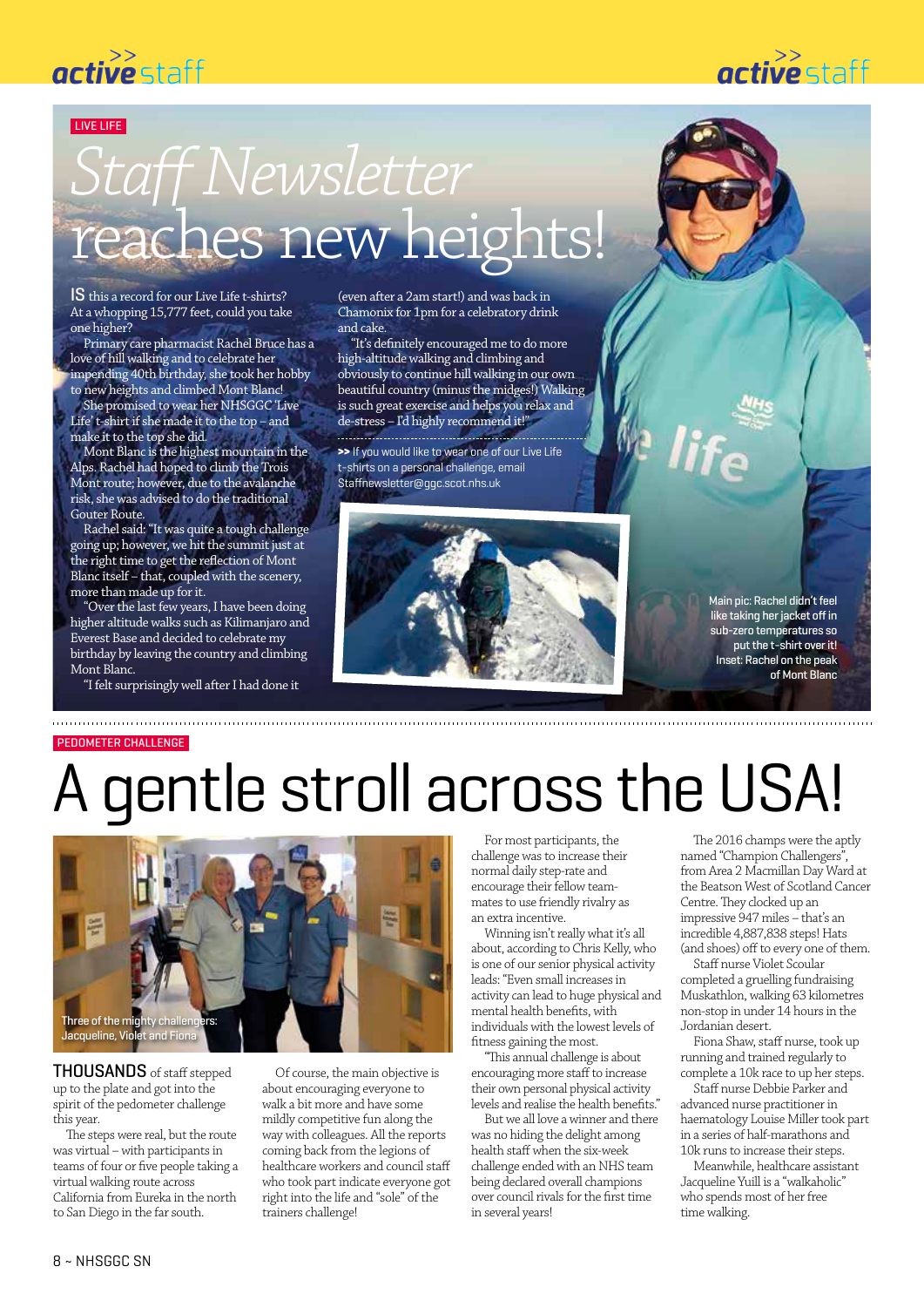LIVE LIFE

# *Staff Newsletter* reaches new heights!

**IS** this a record for our Live Life t-shirts? At a whopping 15,777 feet, could you take one higher?

Primary care pharmacist Rachel Bruce has a love of hill walking and to celebrate her impending 40th birthday, she took her hobby to new heights and climbed Mont Blanc!

She promised to wear her NHSGGC 'Live Life' t-shirt if she made it to the top – and make it to the top she did.

Mont Blanc is the highest mountain in the Alps. Rachel had hoped to climb the Trois Mont route; however, due to the avalanche risk, she was advised to do the traditional Gouter Route.

Rachel said: "It was quite a tough challenge going up; however, we hit the summit just at the right time to get the reflection of Mont Blanc itself – that, coupled with the scenery, more than made up for it.

"Over the last few years, I have been doing higher altitude walks such as Kilimanjaro and Everest Base and decided to celebrate my birthday by leaving the country and climbing Mont Blanc.

"I felt surprisingly well after I had done it (even after a 2am start!) and was back in Chamonix for 1pm for a celebratory drink and cake.

"It's definitely encouraged me to do more high-altitude walking and climbing and obviously to continue hill walking in our own beautiful country (minus the midges!) Walking is such great exercise and helps you relax and de-stress – I'd highly recommend it!"

**>>** If you would like to wear one of our Live Life t-shirts on a personal challenge, email Staffnewsletter@ggc.scot.nhs.uk

Main pic: Rachel didn't feel like taking her jacket off in sub-zero temperatures so put the t-shirt over it! Inset: Rachel on the peak of Mont Blanc

PEDOMETER CHALLENGE

# A gentle stroll across the USA!

Three of the mighty challengers: Jacqueline, Violet and Fiona

**THOUSANDS** of staff stepped up to the plate and got into the spirit of the pedometer challenge this year.

The steps were real, but the route was virtual – with participants in teams of four or five people taking a virtual walking route across California from Eureka in the north to San Diego in the far south.

Of course, the main objective is about encouraging everyone to walk a bit more and have some mildly competitive fun along the way with colleagues. All the reports coming back from the legions of healthcare workers and council staff who took part indicate everyone got right into the life and "sole" of the trainers challenge!

For most participants, the challenge was to increase their normal daily step-rate and encourage their fellow team-mates to use friendly rivalry as an extra incentive.

Winning isn't really what it's all about, according to Chris Kelly, who is one of our senior physical activity leads: "Even small increases in activity can lead to huge physical and mental health benefits, with individuals with the lowest levels of fitness gaining the most.

"This annual challenge is about encouraging more staff to increase their own personal physical activity levels and realise the health benefits."

But we all love a winner and there was no hiding the delight among health staff when the six-week challenge ended with an NHS team being declared overall champions over council rivals for the first time in several years!

The 2016 champs were the aptly named "Champion Challengers", from Area 2 Macmillan Day Ward at the Beatson West of Scotland Cancer Centre. They clocked up an impressive 947 miles – that's an incredible 4,887,838 steps! Hats (and shoes) off to every one of them.

Staff nurse Violet Scoular completed a gruelling fundraising Muskathlon, walking 63 kilometres non-stop in under 14 hours in the Jordanian desert.

Fiona Shaw, staff nurse, took up running and trained regularly to complete a 10k race to up her steps.

Staff nurse Debbie Parker and advanced nurse practitioner in haematology Louise Miller took part in a series of half-marathons and 10k runs to increase their steps.

Meanwhile, healthcare assistant Jacqueline Yuill is a "walkaholic" who spends most of her free time walking.